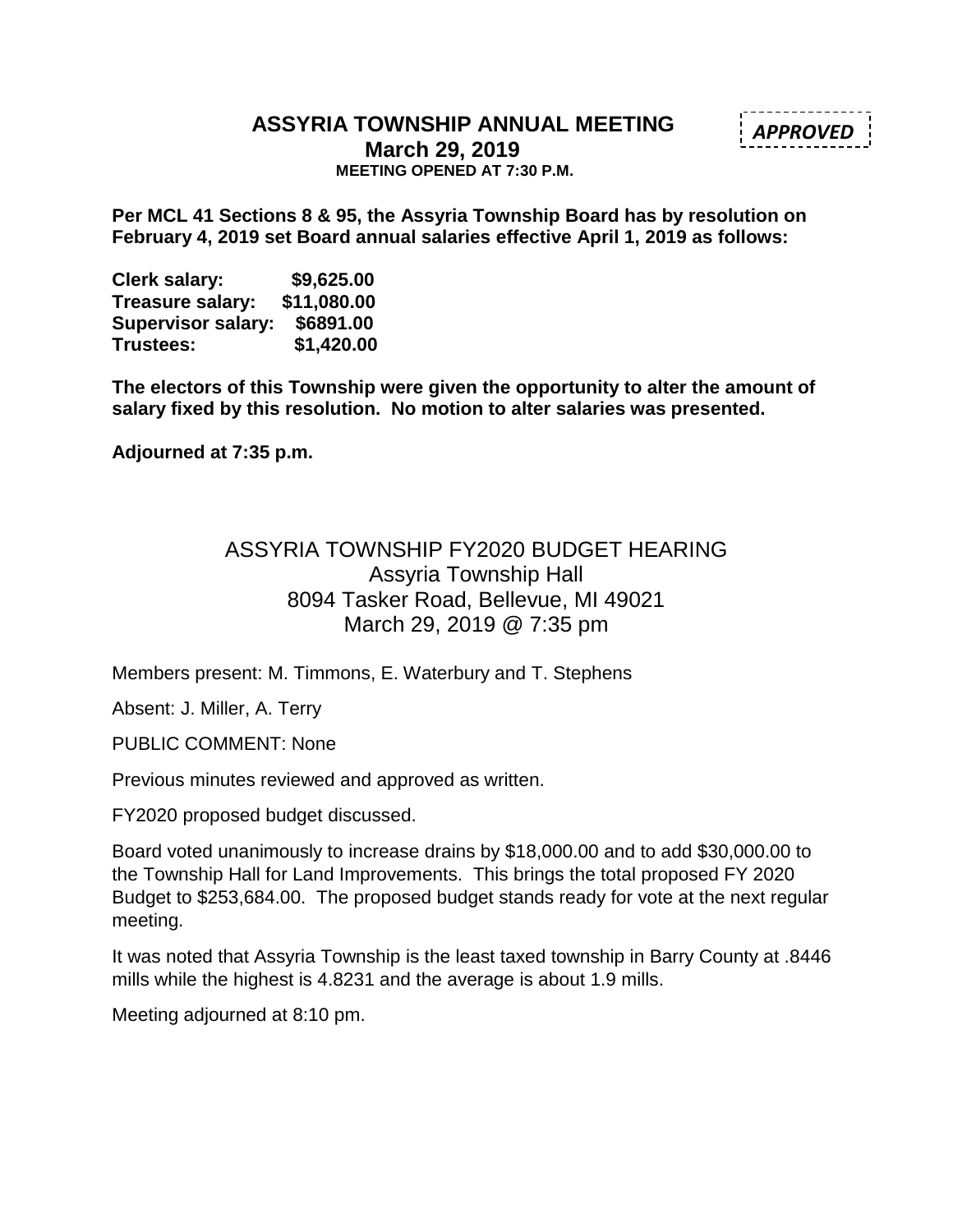# ASSYRIA TOWNSHIP ANNUAL MEETING

***APPROVED***

**March 29, 2019**

**MEETING OPENED AT 7:30 P.M.**

**Per MCL 41 Sections 8 & 95, the Assyria Township Board has by resolution on February 4, 2019 set Board annual salaries effective April 1, 2019 as follows:**

| | |
|---|---|
| **Clerk salary:** | **$9,625.00** |
| **Treasure salary:** | **$11,080.00** |
| **Supervisor salary:** | **$6891.00** |
| **Trustees:** | **$1,420.00** |

**The electors of this Township were given the opportunity to alter the amount of salary fixed by this resolution. No motion to alter salaries was presented.**

**Adjourned at 7:35 p.m.**

## ASSYRIA TOWNSHIP FY2020 BUDGET HEARING
Assyria Township Hall
8094 Tasker Road, Bellevue, MI 49021
March 29, 2019 @ 7:35 pm

Members present: M. Timmons, E. Waterbury and T. Stephens

Absent: J. Miller, A. Terry

PUBLIC COMMENT: None

Previous minutes reviewed and approved as written.

FY2020 proposed budget discussed.

Board voted unanimously to increase drains by $18,000.00 and to add $30,000.00 to the Township Hall for Land Improvements. This brings the total proposed FY 2020 Budget to $253,684.00. The proposed budget stands ready for vote at the next regular meeting.

It was noted that Assyria Township is the least taxed township in Barry County at .8446 mills while the highest is 4.8231 and the average is about 1.9 mills.

Meeting adjourned at 8:10 pm.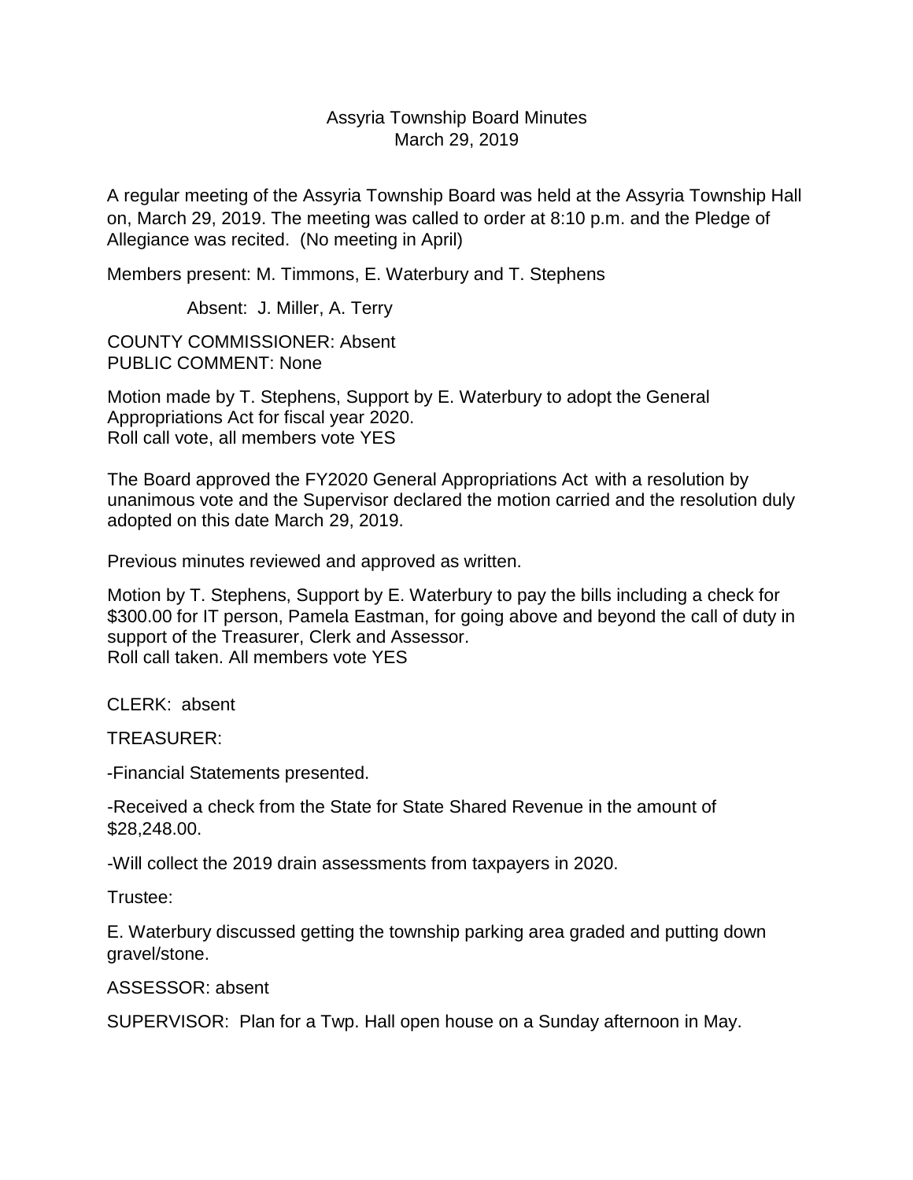Assyria Township Board Minutes
March 29, 2019

A regular meeting of the Assyria Township Board was held at the Assyria Township Hall on, March 29, 2019. The meeting was called to order at 8:10 p.m. and the Pledge of Allegiance was recited. (No meeting in April)

Members present: M. Timmons, E. Waterbury and T. Stephens

Absent: J. Miller, A. Terry

COUNTY COMMISSIONER: Absent
PUBLIC COMMENT: None

Motion made by T. Stephens, Support by E. Waterbury to adopt the General Appropriations Act for fiscal year 2020.
Roll call vote, all members vote YES

The Board approved the FY2020 General Appropriations Act with a resolution by unanimous vote and the Supervisor declared the motion carried and the resolution duly adopted on this date March 29, 2019.

Previous minutes reviewed and approved as written.

Motion by T. Stephens, Support by E. Waterbury to pay the bills including a check for $300.00 for IT person, Pamela Eastman, for going above and beyond the call of duty in support of the Treasurer, Clerk and Assessor.
Roll call taken. All members vote YES

CLERK: absent

TREASURER:

-Financial Statements presented.

-Received a check from the State for State Shared Revenue in the amount of $28,248.00.

-Will collect the 2019 drain assessments from taxpayers in 2020.

Trustee:

E. Waterbury discussed getting the township parking area graded and putting down gravel/stone.

ASSESSOR: absent

SUPERVISOR: Plan for a Twp. Hall open house on a Sunday afternoon in May.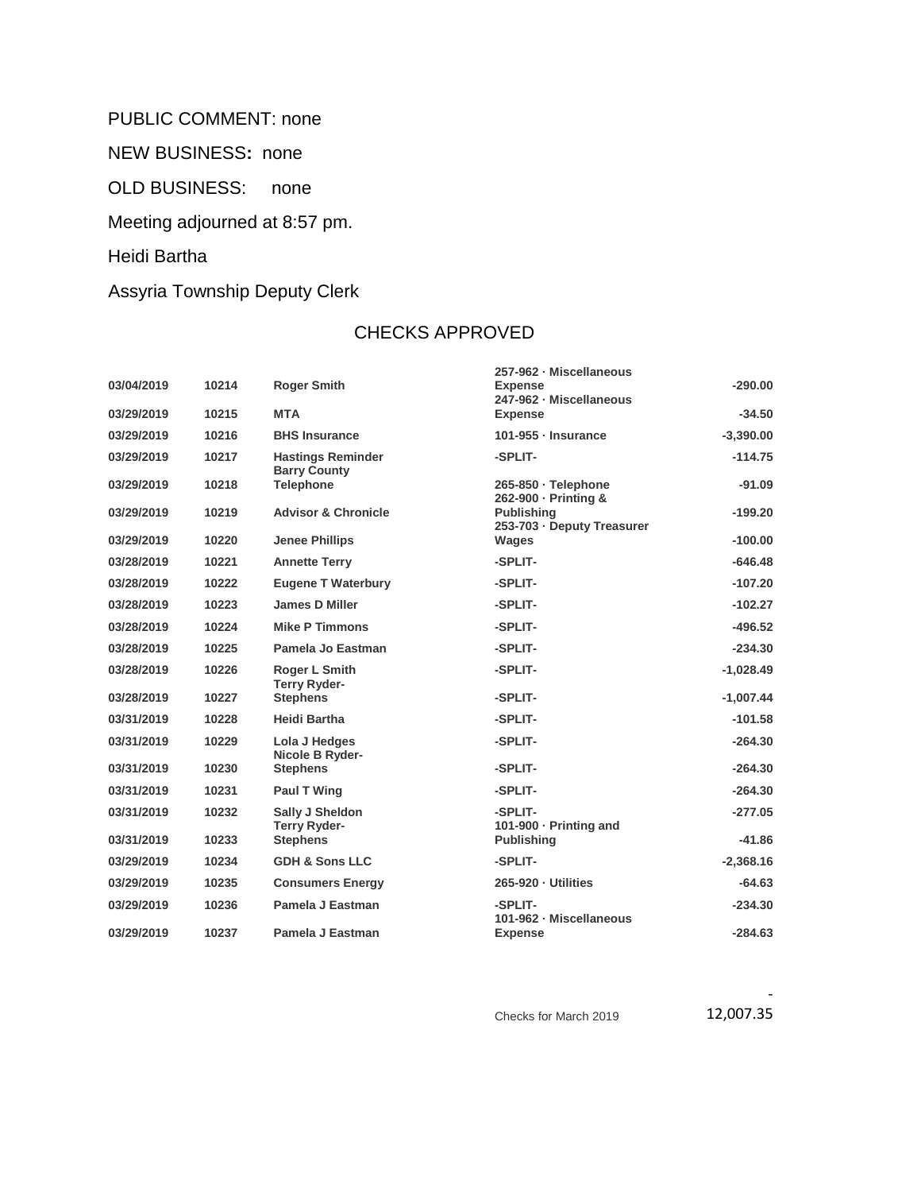PUBLIC COMMENT: none

NEW BUSINESS**:** none

OLD BUSINESS: none

Meeting adjourned at 8:57 pm.

Heidi Bartha

Assyria Township Deputy Clerk

## CHECKS APPROVED

| | | | | |
|---|---|---|---|---|
| 03/04/2019 | 10214 | Roger Smith | 257-962 · Miscellaneous Expense | -290.00 |
| 03/29/2019 | 10215 | MTA | 247-962 · Miscellaneous Expense | -34.50 |
| 03/29/2019 | 10216 | BHS Insurance | 101-955 · Insurance | -3,390.00 |
| 03/29/2019 | 10217 | Hastings Reminder | -SPLIT- | -114.75 |
| 03/29/2019 | 10218 | Barry County Telephone | 265-850 · Telephone | -91.09 |
| 03/29/2019 | 10219 | Advisor & Chronicle | 262-900 · Printing & Publishing | -199.20 |
| 03/29/2019 | 10220 | Jenee Phillips | 253-703 · Deputy Treasurer Wages | -100.00 |
| 03/28/2019 | 10221 | Annette Terry | -SPLIT- | -646.48 |
| 03/28/2019 | 10222 | Eugene T Waterbury | -SPLIT- | -107.20 |
| 03/28/2019 | 10223 | James D Miller | -SPLIT- | -102.27 |
| 03/28/2019 | 10224 | Mike P Timmons | -SPLIT- | -496.52 |
| 03/28/2019 | 10225 | Pamela Jo Eastman | -SPLIT- | -234.30 |
| 03/28/2019 | 10226 | Roger L Smith | -SPLIT- | -1,028.49 |
| 03/28/2019 | 10227 | Terry Ryder-Stephens | -SPLIT- | -1,007.44 |
| 03/31/2019 | 10228 | Heidi Bartha | -SPLIT- | -101.58 |
| 03/31/2019 | 10229 | Lola J Hedges | -SPLIT- | -264.30 |
| 03/31/2019 | 10230 | Nicole B Ryder-Stephens | -SPLIT- | -264.30 |
| 03/31/2019 | 10231 | Paul T Wing | -SPLIT- | -264.30 |
| 03/31/2019 | 10232 | Sally J Sheldon | -SPLIT- | -277.05 |
| 03/31/2019 | 10233 | Terry Ryder-Stephens | 101-900 · Printing and Publishing | -41.86 |
| 03/29/2019 | 10234 | GDH & Sons LLC | -SPLIT- | -2,368.16 |
| 03/29/2019 | 10235 | Consumers Energy | 265-920 · Utilities | -64.63 |
| 03/29/2019 | 10236 | Pamela J Eastman | -SPLIT- | -234.30 |
| 03/29/2019 | 10237 | Pamela J Eastman | 101-962 · Miscellaneous Expense | -284.63 |

Checks for March 2019 -12,007.35